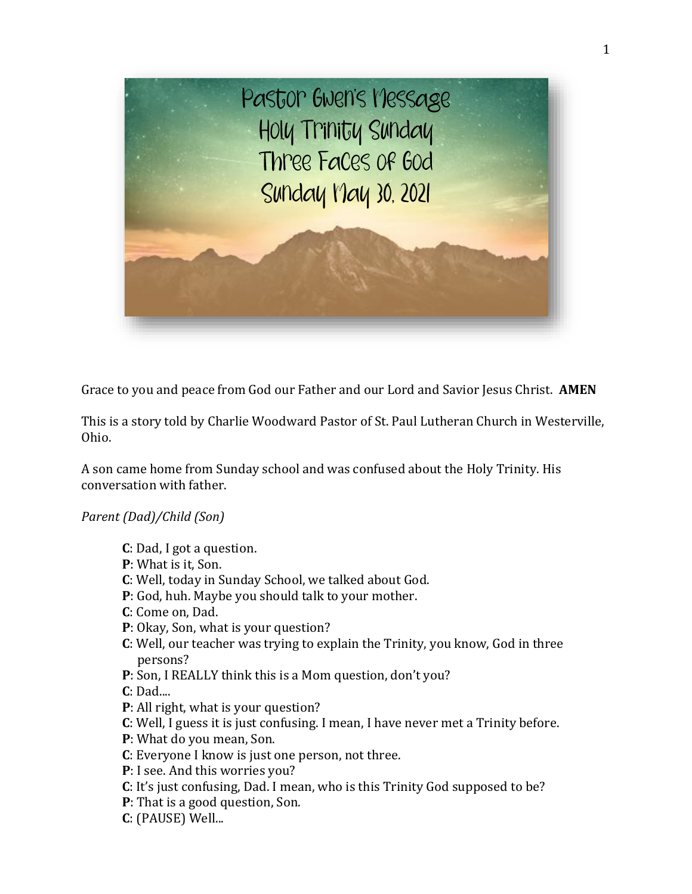# Pastor Gwen's Message
# Holy Trinity Sunday
# Three Faces of God
# Sunday May 30, 2021

Grace to you and peace from God our Father and our Lord and Savior Jesus Christ. **AMEN**

This is a story told by Charlie Woodward Pastor of St. Paul Lutheran Church in Westerville, Ohio.

A son came home from Sunday school and was confused about the Holy Trinity. His conversation with father.

*Parent (Dad)/Child (Son)*

**C**: Dad, I got a question.
**P**: What is it, Son.
**C**: Well, today in Sunday School, we talked about God.
**P**: God, huh. Maybe you should talk to your mother.
**C**: Come on, Dad.
**P**: Okay, Son, what is your question?
**C**: Well, our teacher was trying to explain the Trinity, you know, God in three persons?
**P**: Son, I REALLY think this is a Mom question, don't you?
**C**: Dad....
**P**: All right, what is your question?
**C**: Well, I guess it is just confusing. I mean, I have never met a Trinity before.
**P**: What do you mean, Son.
**C**: Everyone I know is just one person, not three.
**P**: I see. And this worries you?
**C**: It's just confusing, Dad. I mean, who is this Trinity God supposed to be?
**P**: That is a good question, Son.
**C**: (PAUSE) Well...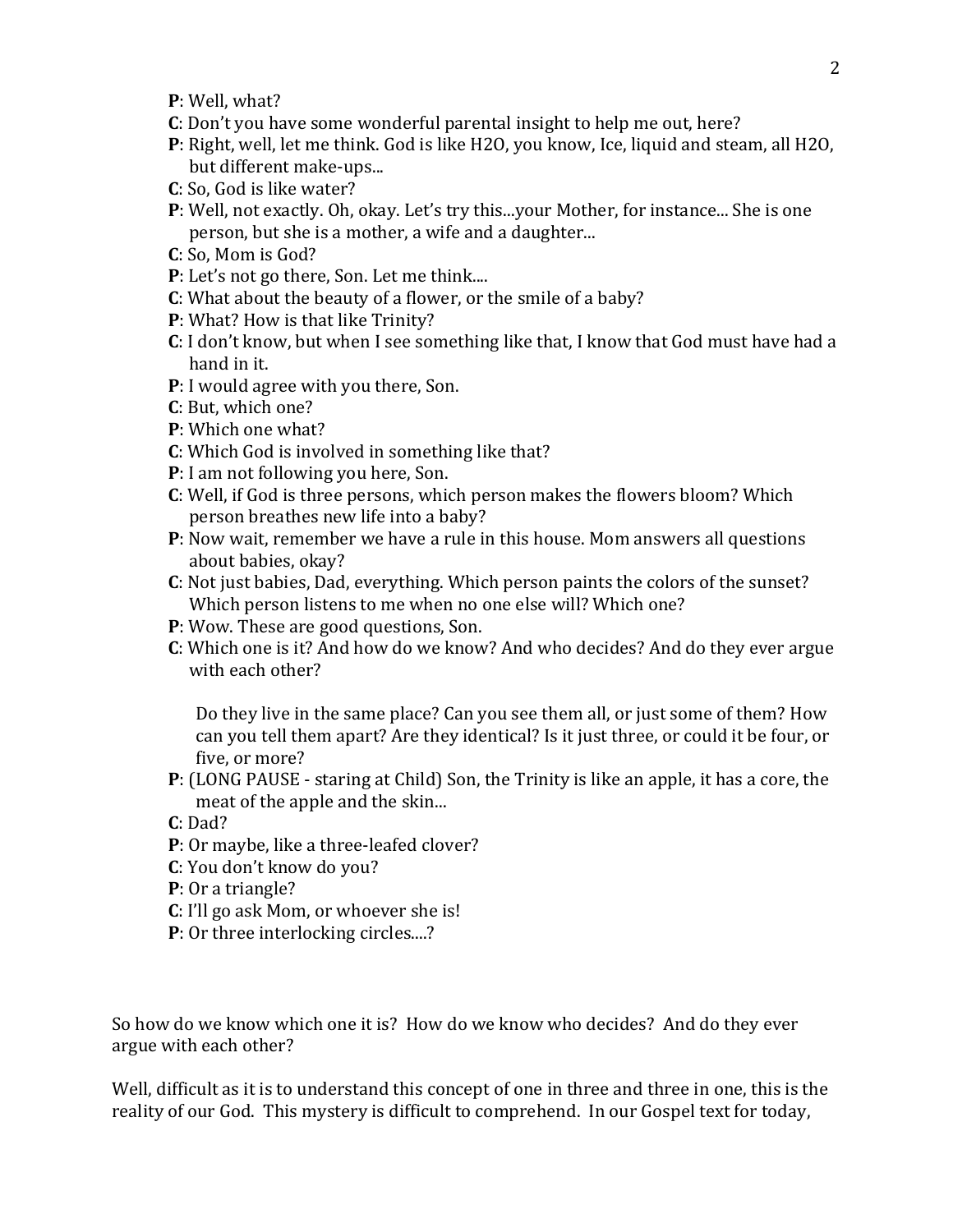**P**: Well, what?

**C**: Don't you have some wonderful parental insight to help me out, here?

**P**: Right, well, let me think. God is like $H_2O$, you know, Ice, liquid and steam, all $H_2O$, but different make-ups...

**C**: So, God is like water?

**P**: Well, not exactly. Oh, okay. Let's try this...your Mother, for instance... She is one person, but she is a mother, a wife and a daughter...

**C**: So, Mom is God?

**P**: Let's not go there, Son. Let me think....

**C**: What about the beauty of a flower, or the smile of a baby?

**P**: What? How is that like Trinity?

**C**: I don't know, but when I see something like that, I know that God must have had a hand in it.

**P**: I would agree with you there, Son.

**C**: But, which one?

**P**: Which one what?

**C**: Which God is involved in something like that?

**P**: I am not following you here, Son.

**C**: Well, if God is three persons, which person makes the flowers bloom? Which person breathes new life into a baby?

**P**: Now wait, remember we have a rule in this house. Mom answers all questions about babies, okay?

**C**: Not just babies, Dad, everything. Which person paints the colors of the sunset? Which person listens to me when no one else will? Which one?

**P**: Wow. These are good questions, Son.

**C**: Which one is it? And how do we know? And who decides? And do they ever argue with each other?

Do they live in the same place? Can you see them all, or just some of them? How can you tell them apart? Are they identical? Is it just three, or could it be four, or five, or more?

**P**: (LONG PAUSE - staring at Child) Son, the Trinity is like an apple, it has a core, the meat of the apple and the skin...

**C**: Dad?

**P**: Or maybe, like a three-leafed clover?

**C**: You don't know do you?

**P**: Or a triangle?

**C**: I'll go ask Mom, or whoever she is!

**P**: Or three interlocking circles....?

So how do we know which one it is? How do we know who decides? And do they ever argue with each other?

Well, difficult as it is to understand this concept of one in three and three in one, this is the reality of our God. This mystery is difficult to comprehend. In our Gospel text for today,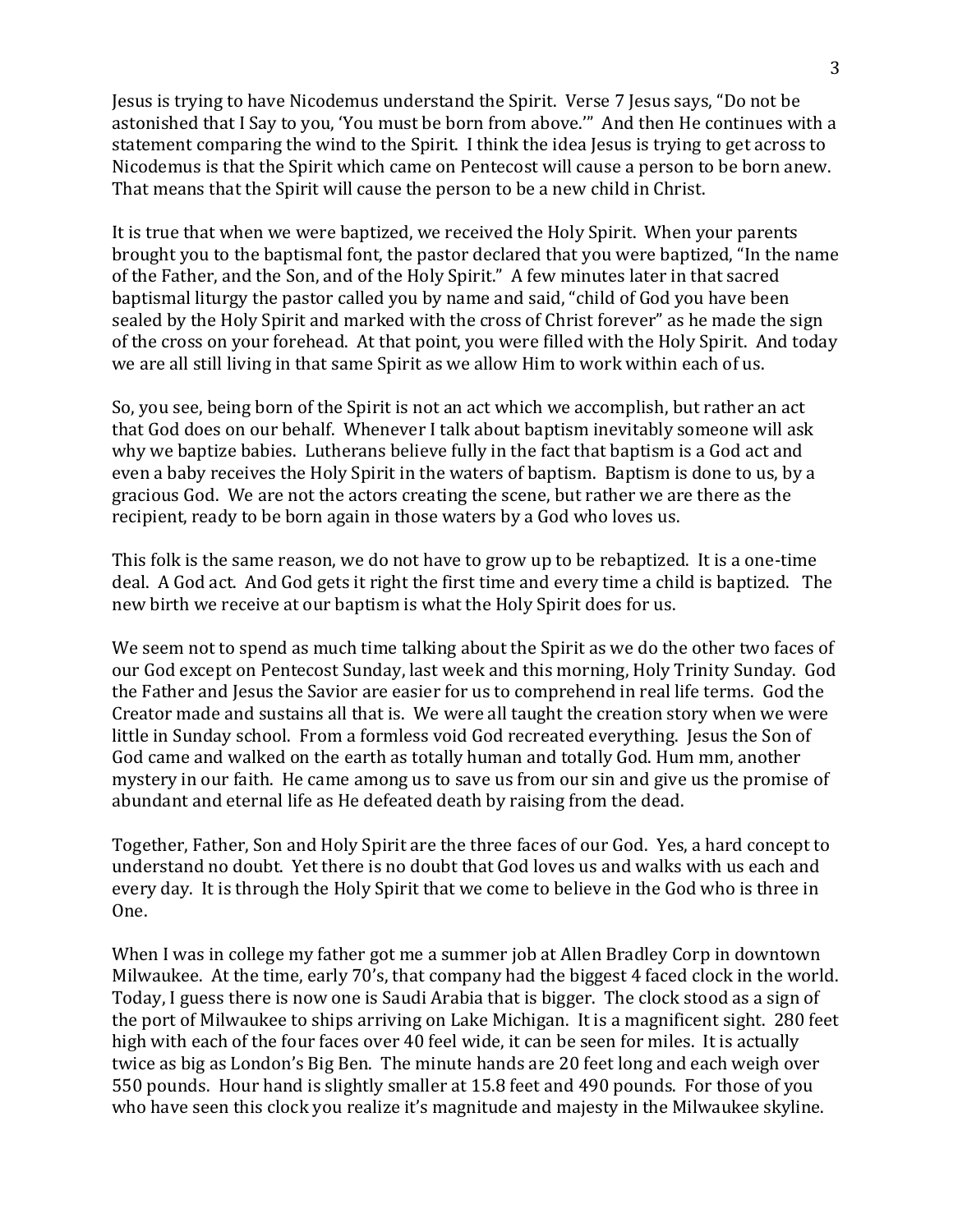Jesus is trying to have Nicodemus understand the Spirit. Verse 7 Jesus says, "Do not be astonished that I Say to you, 'You must be born from above.'" And then He continues with a statement comparing the wind to the Spirit. I think the idea Jesus is trying to get across to Nicodemus is that the Spirit which came on Pentecost will cause a person to be born anew. That means that the Spirit will cause the person to be a new child in Christ.

It is true that when we were baptized, we received the Holy Spirit. When your parents brought you to the baptismal font, the pastor declared that you were baptized, "In the name of the Father, and the Son, and of the Holy Spirit." A few minutes later in that sacred baptismal liturgy the pastor called you by name and said, "child of God you have been sealed by the Holy Spirit and marked with the cross of Christ forever" as he made the sign of the cross on your forehead. At that point, you were filled with the Holy Spirit. And today we are all still living in that same Spirit as we allow Him to work within each of us.

So, you see, being born of the Spirit is not an act which we accomplish, but rather an act that God does on our behalf. Whenever I talk about baptism inevitably someone will ask why we baptize babies. Lutherans believe fully in the fact that baptism is a God act and even a baby receives the Holy Spirit in the waters of baptism. Baptism is done to us, by a gracious God. We are not the actors creating the scene, but rather we are there as the recipient, ready to be born again in those waters by a God who loves us.

This folk is the same reason, we do not have to grow up to be rebaptized. It is a one-time deal. A God act. And God gets it right the first time and every time a child is baptized. The new birth we receive at our baptism is what the Holy Spirit does for us.

We seem not to spend as much time talking about the Spirit as we do the other two faces of our God except on Pentecost Sunday, last week and this morning, Holy Trinity Sunday. God the Father and Jesus the Savior are easier for us to comprehend in real life terms. God the Creator made and sustains all that is. We were all taught the creation story when we were little in Sunday school. From a formless void God recreated everything. Jesus the Son of God came and walked on the earth as totally human and totally God. Hum mm, another mystery in our faith. He came among us to save us from our sin and give us the promise of abundant and eternal life as He defeated death by raising from the dead.

Together, Father, Son and Holy Spirit are the three faces of our God. Yes, a hard concept to understand no doubt. Yet there is no doubt that God loves us and walks with us each and every day. It is through the Holy Spirit that we come to believe in the God who is three in One.

When I was in college my father got me a summer job at Allen Bradley Corp in downtown Milwaukee. At the time, early 70's, that company had the biggest 4 faced clock in the world. Today, I guess there is now one is Saudi Arabia that is bigger. The clock stood as a sign of the port of Milwaukee to ships arriving on Lake Michigan. It is a magnificent sight. 280 feet high with each of the four faces over 40 feel wide, it can be seen for miles. It is actually twice as big as London's Big Ben. The minute hands are 20 feet long and each weigh over 550 pounds. Hour hand is slightly smaller at 15.8 feet and 490 pounds. For those of you who have seen this clock you realize it's magnitude and majesty in the Milwaukee skyline.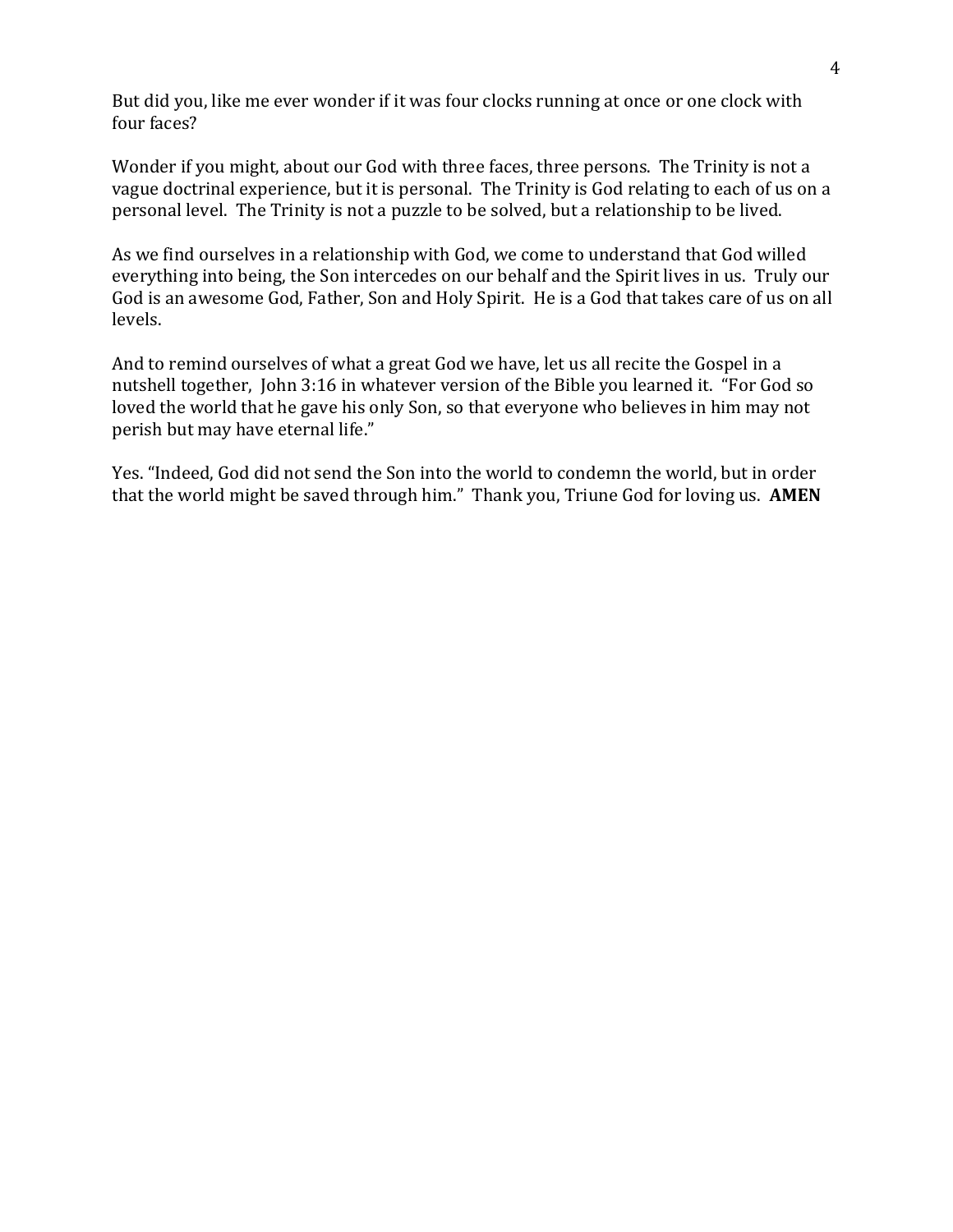But did you, like me ever wonder if it was four clocks running at once or one clock with four faces?

Wonder if you might, about our God with three faces, three persons. The Trinity is not a vague doctrinal experience, but it is personal. The Trinity is God relating to each of us on a personal level. The Trinity is not a puzzle to be solved, but a relationship to be lived.

As we find ourselves in a relationship with God, we come to understand that God willed everything into being, the Son intercedes on our behalf and the Spirit lives in us. Truly our God is an awesome God, Father, Son and Holy Spirit. He is a God that takes care of us on all levels.

And to remind ourselves of what a great God we have, let us all recite the Gospel in a nutshell together, John 3:16 in whatever version of the Bible you learned it. "For God so loved the world that he gave his only Son, so that everyone who believes in him may not perish but may have eternal life."

Yes. "Indeed, God did not send the Son into the world to condemn the world, but in order that the world might be saved through him." Thank you, Triune God for loving us. **AMEN**